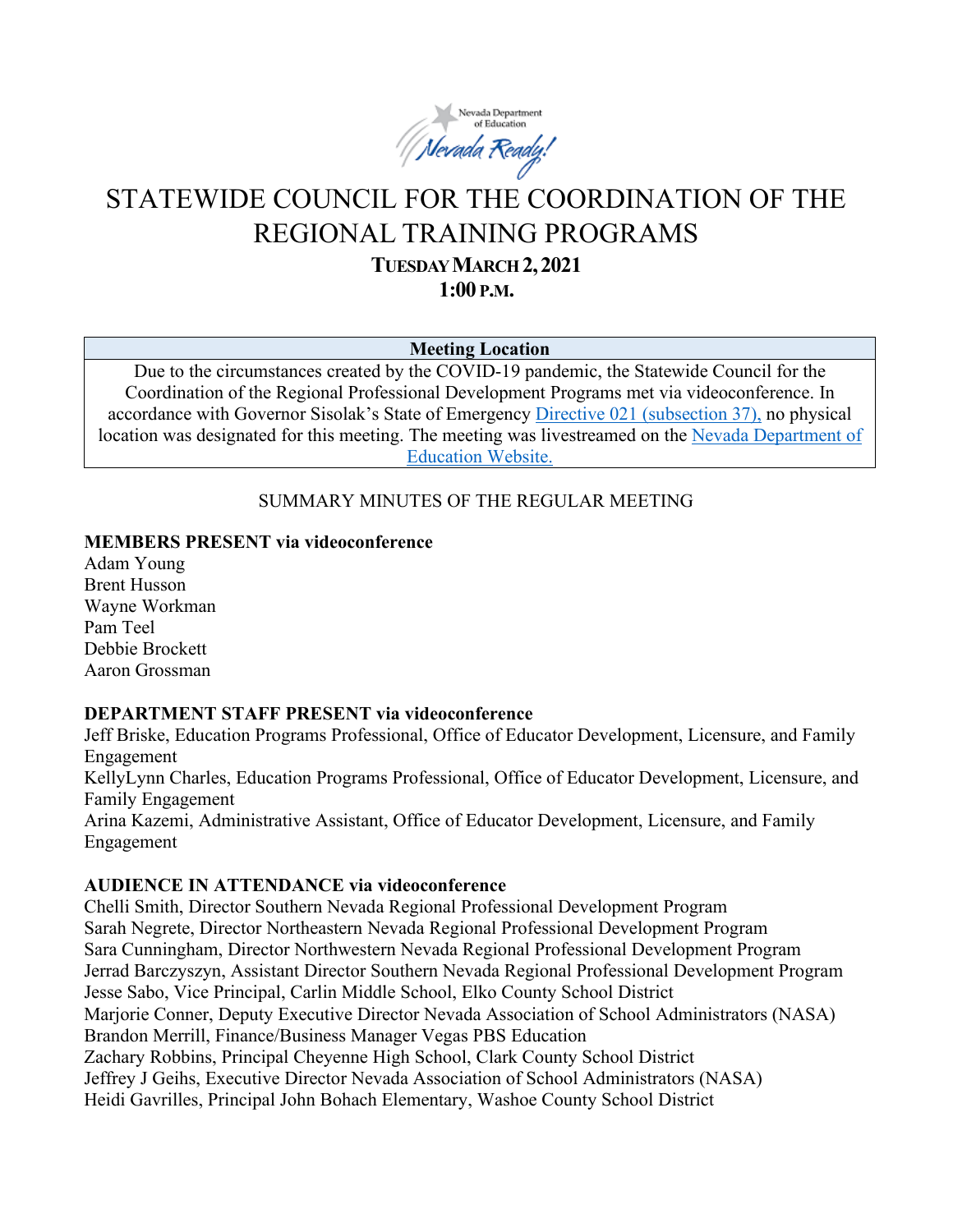# STATEWIDE COUNCIL FOR THE COORDINATION OF THE REGIONAL TRAINING PROGRAMS

**TUESDAY MARCH 2, 2021**

**1:00 P.M.**

| Meeting Location |
| --- |
| Due to the circumstances created by the COVID-19 pandemic, the Statewide Council for the Coordination of the Regional Professional Development Programs met via videoconference. In accordance with Governor Sisolak's State of Emergency Directive 021 (subsection 37), no physical location was designated for this meeting. The meeting was livestreamed on the Nevada Department of Education Website. |

SUMMARY MINUTES OF THE REGULAR MEETING

**MEMBERS PRESENT via videoconference**

Adam Young
Brent Husson
Wayne Workman
Pam Teel
Debbie Brockett
Aaron Grossman

**DEPARTMENT STAFF PRESENT via videoconference**

Jeff Briske, Education Programs Professional, Office of Educator Development, Licensure, and Family Engagement
KellyLynn Charles, Education Programs Professional, Office of Educator Development, Licensure, and Family Engagement
Arina Kazemi, Administrative Assistant, Office of Educator Development, Licensure, and Family Engagement

**AUDIENCE IN ATTENDANCE via videoconference**

Chelli Smith, Director Southern Nevada Regional Professional Development Program
Sarah Negrete, Director Northeastern Nevada Regional Professional Development Program
Sara Cunningham, Director Northwestern Nevada Regional Professional Development Program
Jerrad Barczyszyn, Assistant Director Southern Nevada Regional Professional Development Program
Jesse Sabo, Vice Principal, Carlin Middle School, Elko County School District
Marjorie Conner, Deputy Executive Director Nevada Association of School Administrators (NASA)
Brandon Merrill, Finance/Business Manager Vegas PBS Education
Zachary Robbins, Principal Cheyenne High School, Clark County School District
Jeffrey J Geihs, Executive Director Nevada Association of School Administrators (NASA)
Heidi Gavrilles, Principal John Bohach Elementary, Washoe County School District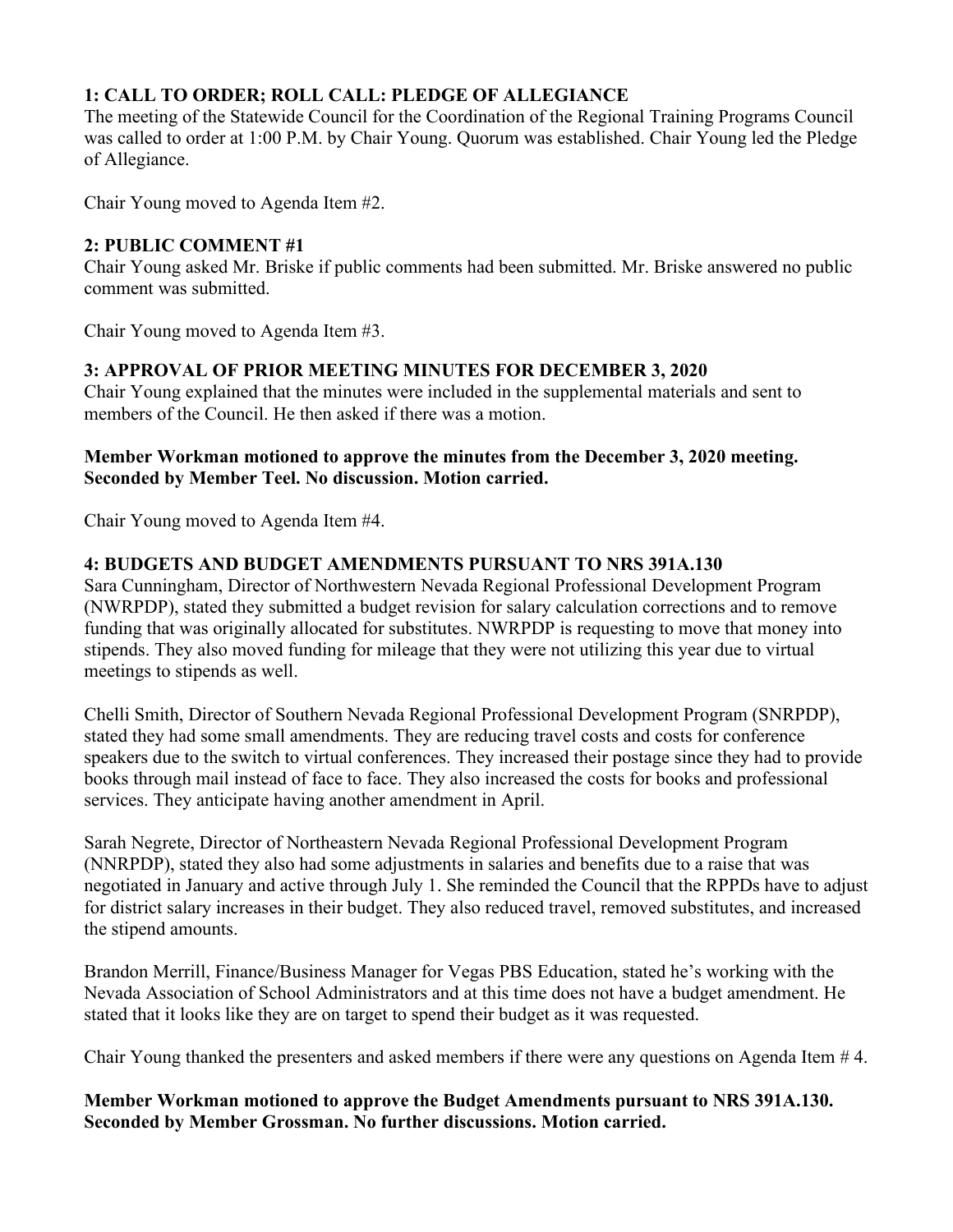### 1: CALL TO ORDER; ROLL CALL: PLEDGE OF ALLEGIANCE

The meeting of the Statewide Council for the Coordination of the Regional Training Programs Council was called to order at 1:00 P.M. by Chair Young. Quorum was established. Chair Young led the Pledge of Allegiance.

Chair Young moved to Agenda Item #2.

### 2: PUBLIC COMMENT #1

Chair Young asked Mr. Briske if public comments had been submitted. Mr. Briske answered no public comment was submitted.

Chair Young moved to Agenda Item #3.

### 3: APPROVAL OF PRIOR MEETING MINUTES FOR DECEMBER 3, 2020

Chair Young explained that the minutes were included in the supplemental materials and sent to members of the Council. He then asked if there was a motion.

**Member Workman motioned to approve the minutes from the December 3, 2020 meeting. Seconded by Member Teel. No discussion. Motion carried.**

Chair Young moved to Agenda Item #4.

### 4: BUDGETS AND BUDGET AMENDMENTS PURSUANT TO NRS 391A.130

Sara Cunningham, Director of Northwestern Nevada Regional Professional Development Program (NWRPDP), stated they submitted a budget revision for salary calculation corrections and to remove funding that was originally allocated for substitutes. NWRPDP is requesting to move that money into stipends. They also moved funding for mileage that they were not utilizing this year due to virtual meetings to stipends as well.

Chelli Smith, Director of Southern Nevada Regional Professional Development Program (SNRPDP), stated they had some small amendments. They are reducing travel costs and costs for conference speakers due to the switch to virtual conferences. They increased their postage since they had to provide books through mail instead of face to face. They also increased the costs for books and professional services. They anticipate having another amendment in April.

Sarah Negrete, Director of Northeastern Nevada Regional Professional Development Program (NNRPDP), stated they also had some adjustments in salaries and benefits due to a raise that was negotiated in January and active through July 1. She reminded the Council that the RPPDs have to adjust for district salary increases in their budget. They also reduced travel, removed substitutes, and increased the stipend amounts.

Brandon Merrill, Finance/Business Manager for Vegas PBS Education, stated he's working with the Nevada Association of School Administrators and at this time does not have a budget amendment. He stated that it looks like they are on target to spend their budget as it was requested.

Chair Young thanked the presenters and asked members if there were any questions on Agenda Item # 4.

**Member Workman motioned to approve the Budget Amendments pursuant to NRS 391A.130. Seconded by Member Grossman. No further discussions. Motion carried.**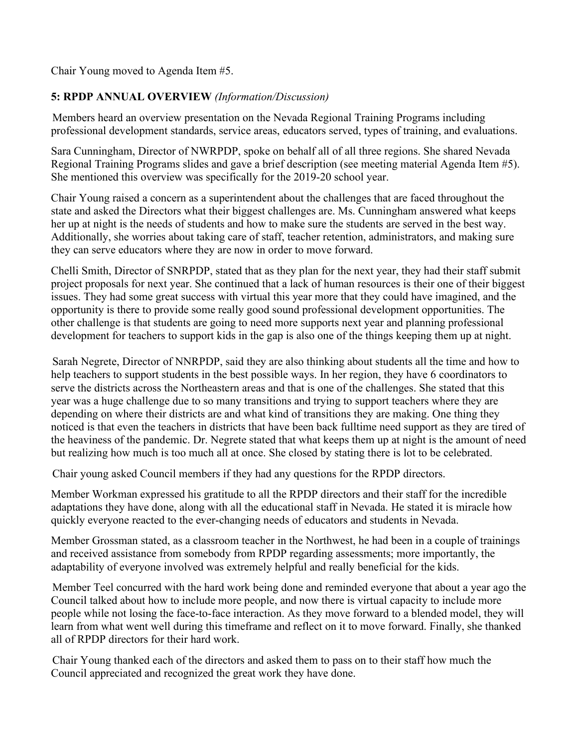Chair Young moved to Agenda Item #5.

**5: RPDP ANNUAL OVERVIEW** *(Information/Discussion)*

Members heard an overview presentation on the Nevada Regional Training Programs including professional development standards, service areas, educators served, types of training, and evaluations.

Sara Cunningham, Director of NWRPDP, spoke on behalf all of all three regions. She shared Nevada Regional Training Programs slides and gave a brief description (see meeting material Agenda Item #5). She mentioned this overview was specifically for the 2019-20 school year.

Chair Young raised a concern as a superintendent about the challenges that are faced throughout the state and asked the Directors what their biggest challenges are. Ms. Cunningham answered what keeps her up at night is the needs of students and how to make sure the students are served in the best way. Additionally, she worries about taking care of staff, teacher retention, administrators, and making sure they can serve educators where they are now in order to move forward.

Chelli Smith, Director of SNRPDP, stated that as they plan for the next year, they had their staff submit project proposals for next year. She continued that a lack of human resources is their one of their biggest issues. They had some great success with virtual this year more that they could have imagined, and the opportunity is there to provide some really good sound professional development opportunities. The other challenge is that students are going to need more supports next year and planning professional development for teachers to support kids in the gap is also one of the things keeping them up at night.

Sarah Negrete, Director of NNRPDP, said they are also thinking about students all the time and how to help teachers to support students in the best possible ways. In her region, they have 6 coordinators to serve the districts across the Northeastern areas and that is one of the challenges. She stated that this year was a huge challenge due to so many transitions and trying to support teachers where they are depending on where their districts are and what kind of transitions they are making. One thing they noticed is that even the teachers in districts that have been back fulltime need support as they are tired of the heaviness of the pandemic. Dr. Negrete stated that what keeps them up at night is the amount of need but realizing how much is too much all at once. She closed by stating there is lot to be celebrated.

Chair young asked Council members if they had any questions for the RPDP directors.

Member Workman expressed his gratitude to all the RPDP directors and their staff for the incredible adaptations they have done, along with all the educational staff in Nevada. He stated it is miracle how quickly everyone reacted to the ever-changing needs of educators and students in Nevada.

Member Grossman stated, as a classroom teacher in the Northwest, he had been in a couple of trainings and received assistance from somebody from RPDP regarding assessments; more importantly, the adaptability of everyone involved was extremely helpful and really beneficial for the kids.

Member Teel concurred with the hard work being done and reminded everyone that about a year ago the Council talked about how to include more people, and now there is virtual capacity to include more people while not losing the face-to-face interaction. As they move forward to a blended model, they will learn from what went well during this timeframe and reflect on it to move forward. Finally, she thanked all of RPDP directors for their hard work.

Chair Young thanked each of the directors and asked them to pass on to their staff how much the Council appreciated and recognized the great work they have done.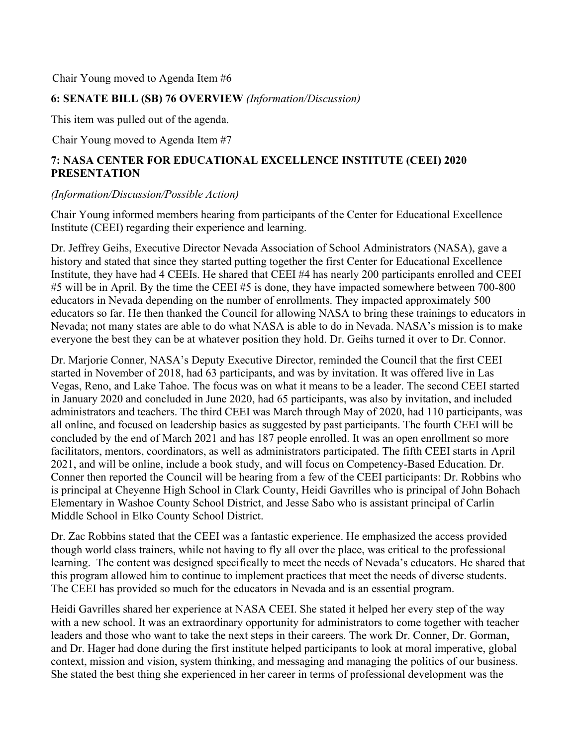Chair Young moved to Agenda Item #6

**6: SENATE BILL (SB) 76 OVERVIEW** *(Information/Discussion)*

This item was pulled out of the agenda.

Chair Young moved to Agenda Item #7

**7: NASA CENTER FOR EDUCATIONAL EXCELLENCE INSTITUTE (CEEI) 2020 PRESENTATION**

*(Information/Discussion/Possible Action)*

Chair Young informed members hearing from participants of the Center for Educational Excellence Institute (CEEI) regarding their experience and learning.

Dr. Jeffrey Geihs, Executive Director Nevada Association of School Administrators (NASA), gave a history and stated that since they started putting together the first Center for Educational Excellence Institute, they have had 4 CEEIs. He shared that CEEI #4 has nearly 200 participants enrolled and CEEI #5 will be in April. By the time the CEEI #5 is done, they have impacted somewhere between 700-800 educators in Nevada depending on the number of enrollments. They impacted approximately 500 educators so far. He then thanked the Council for allowing NASA to bring these trainings to educators in Nevada; not many states are able to do what NASA is able to do in Nevada. NASA's mission is to make everyone the best they can be at whatever position they hold. Dr. Geihs turned it over to Dr. Connor.

Dr. Marjorie Conner, NASA's Deputy Executive Director, reminded the Council that the first CEEI started in November of 2018, had 63 participants, and was by invitation. It was offered live in Las Vegas, Reno, and Lake Tahoe. The focus was on what it means to be a leader. The second CEEI started in January 2020 and concluded in June 2020, had 65 participants, was also by invitation, and included administrators and teachers. The third CEEI was March through May of 2020, had 110 participants, was all online, and focused on leadership basics as suggested by past participants. The fourth CEEI will be concluded by the end of March 2021 and has 187 people enrolled. It was an open enrollment so more facilitators, mentors, coordinators, as well as administrators participated. The fifth CEEI starts in April 2021, and will be online, include a book study, and will focus on Competency-Based Education. Dr. Conner then reported the Council will be hearing from a few of the CEEI participants: Dr. Robbins who is principal at Cheyenne High School in Clark County, Heidi Gavrilles who is principal of John Bohach Elementary in Washoe County School District, and Jesse Sabo who is assistant principal of Carlin Middle School in Elko County School District.

Dr. Zac Robbins stated that the CEEI was a fantastic experience. He emphasized the access provided though world class trainers, while not having to fly all over the place, was critical to the professional learning. The content was designed specifically to meet the needs of Nevada's educators. He shared that this program allowed him to continue to implement practices that meet the needs of diverse students. The CEEI has provided so much for the educators in Nevada and is an essential program.

Heidi Gavrilles shared her experience at NASA CEEI. She stated it helped her every step of the way with a new school. It was an extraordinary opportunity for administrators to come together with teacher leaders and those who want to take the next steps in their careers. The work Dr. Conner, Dr. Gorman, and Dr. Hager had done during the first institute helped participants to look at moral imperative, global context, mission and vision, system thinking, and messaging and managing the politics of our business. She stated the best thing she experienced in her career in terms of professional development was the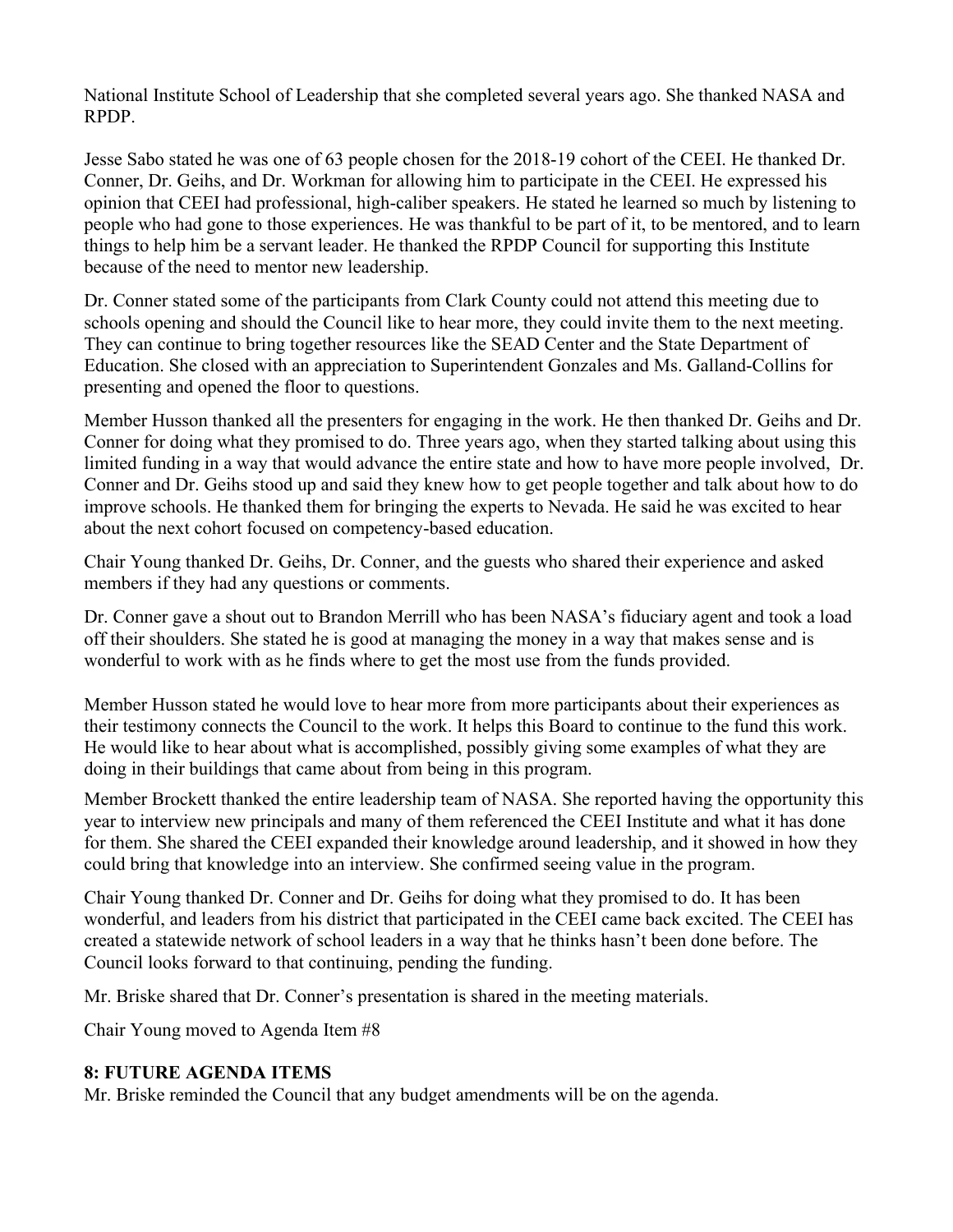National Institute School of Leadership that she completed several years ago. She thanked NASA and RPDP.

Jesse Sabo stated he was one of 63 people chosen for the 2018-19 cohort of the CEEI. He thanked Dr. Conner, Dr. Geihs, and Dr. Workman for allowing him to participate in the CEEI. He expressed his opinion that CEEI had professional, high-caliber speakers. He stated he learned so much by listening to people who had gone to those experiences. He was thankful to be part of it, to be mentored, and to learn things to help him be a servant leader. He thanked the RPDP Council for supporting this Institute because of the need to mentor new leadership.

Dr. Conner stated some of the participants from Clark County could not attend this meeting due to schools opening and should the Council like to hear more, they could invite them to the next meeting. They can continue to bring together resources like the SEAD Center and the State Department of Education. She closed with an appreciation to Superintendent Gonzales and Ms. Galland-Collins for presenting and opened the floor to questions.

Member Husson thanked all the presenters for engaging in the work. He then thanked Dr. Geihs and Dr. Conner for doing what they promised to do. Three years ago, when they started talking about using this limited funding in a way that would advance the entire state and how to have more people involved, Dr. Conner and Dr. Geihs stood up and said they knew how to get people together and talk about how to do improve schools. He thanked them for bringing the experts to Nevada. He said he was excited to hear about the next cohort focused on competency-based education.

Chair Young thanked Dr. Geihs, Dr. Conner, and the guests who shared their experience and asked members if they had any questions or comments.

Dr. Conner gave a shout out to Brandon Merrill who has been NASA's fiduciary agent and took a load off their shoulders. She stated he is good at managing the money in a way that makes sense and is wonderful to work with as he finds where to get the most use from the funds provided.

Member Husson stated he would love to hear more from more participants about their experiences as their testimony connects the Council to the work. It helps this Board to continue to the fund this work. He would like to hear about what is accomplished, possibly giving some examples of what they are doing in their buildings that came about from being in this program.

Member Brockett thanked the entire leadership team of NASA. She reported having the opportunity this year to interview new principals and many of them referenced the CEEI Institute and what it has done for them. She shared the CEEI expanded their knowledge around leadership, and it showed in how they could bring that knowledge into an interview. She confirmed seeing value in the program.

Chair Young thanked Dr. Conner and Dr. Geihs for doing what they promised to do. It has been wonderful, and leaders from his district that participated in the CEEI came back excited. The CEEI has created a statewide network of school leaders in a way that he thinks hasn't been done before. The Council looks forward to that continuing, pending the funding.

Mr. Briske shared that Dr. Conner's presentation is shared in the meeting materials.

Chair Young moved to Agenda Item #8

## 8: FUTURE AGENDA ITEMS

Mr. Briske reminded the Council that any budget amendments will be on the agenda.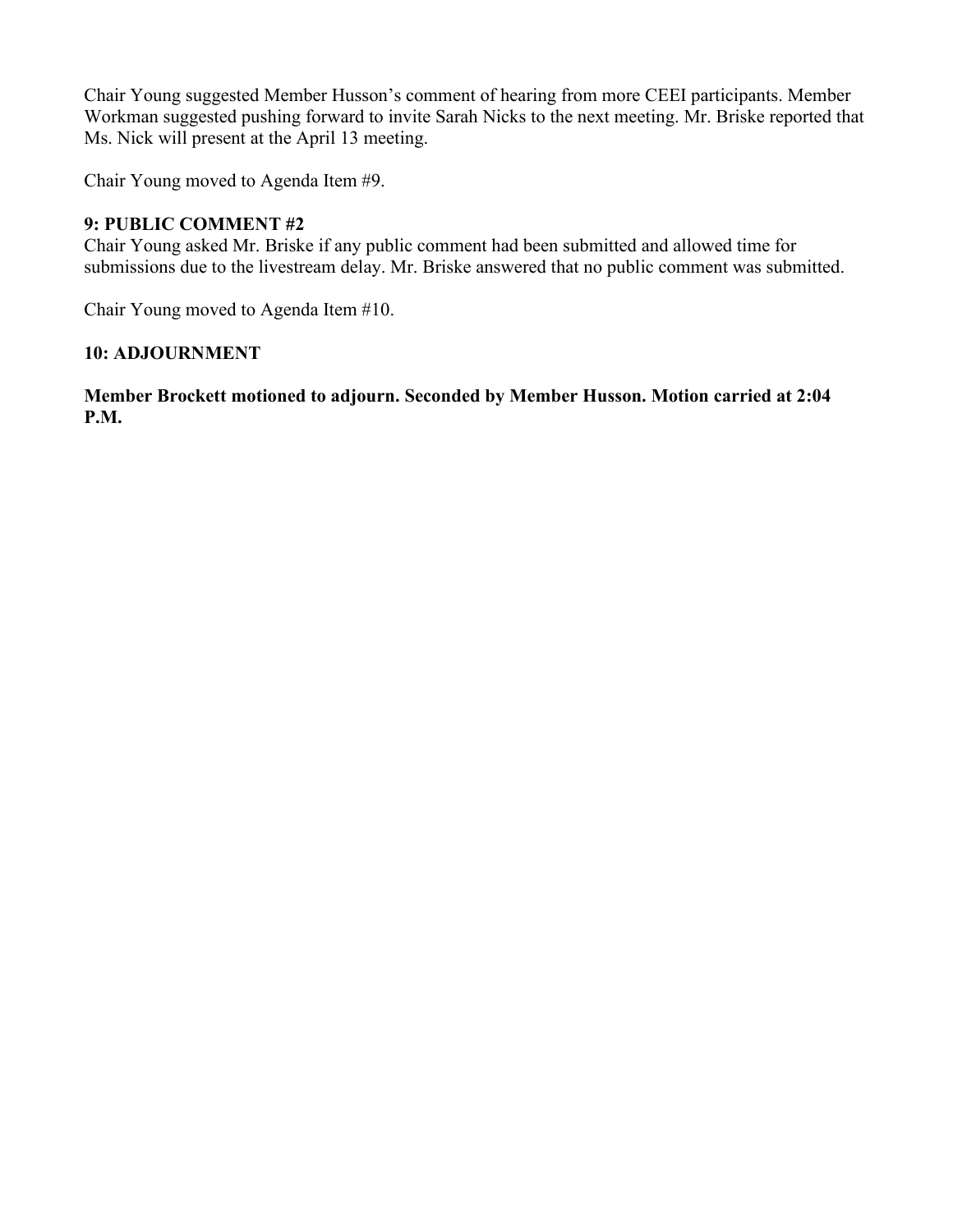Chair Young suggested Member Husson's comment of hearing from more CEEI participants. Member Workman suggested pushing forward to invite Sarah Nicks to the next meeting. Mr. Briske reported that Ms. Nick will present at the April 13 meeting.

Chair Young moved to Agenda Item #9.

### 9: PUBLIC COMMENT #2

Chair Young asked Mr. Briske if any public comment had been submitted and allowed time for submissions due to the livestream delay. Mr. Briske answered that no public comment was submitted.

Chair Young moved to Agenda Item #10.

### 10: ADJOURNMENT

**Member Brockett motioned to adjourn. Seconded by Member Husson. Motion carried at 2:04 P.M.**